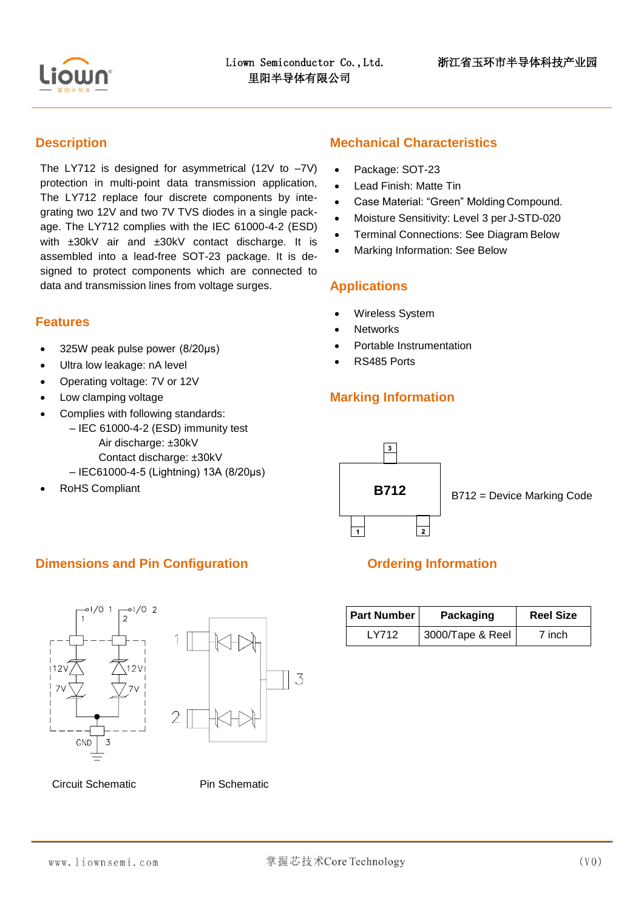Liown Semiconductor Co.,Ltd.
里阳半导体有限公司

浙江省玉环市半导体科技产业园

## Description

The LY712 is designed for asymmetrical (12V to –7V) protection in multi-point data transmission application, The LY712 replace four discrete components by integrating two 12V and two 7V TVS diodes in a single package. The LY712 complies with the IEC 61000-4-2 (ESD) with ±30kV air and ±30kV contact discharge. It is assembled into a lead-free SOT-23 package. It is designed to protect components which are connected to data and transmission lines from voltage surges.

## Features

- 325W peak pulse power (8/20μs)
- Ultra low leakage: nA level
- Operating voltage: 7V or 12V
- Low clamping voltage
- Complies with following standards:
  - – IEC 61000-4-2 (ESD) immunity test
    - Air discharge: ±30kV
    - Contact discharge: ±30kV
  - – IEC61000-4-5 (Lightning) 13A (8/20μs)
- RoHS Compliant

## Mechanical Characteristics

- Package: SOT-23
- Lead Finish: Matte Tin
- Case Material: “Green” Molding Compound.
- Moisture Sensitivity: Level 3 per J-STD-020
- Terminal Connections: See Diagram Below
- Marking Information: See Below

## Applications

- Wireless System
- Networks
- Portable Instrumentation
- RS485 Ports

## Marking Information

B712

B712 = Device Marking Code

## Dimensions and Pin Configuration

Circuit Schematic

Pin Schematic

## Ordering Information

| Part Number | Packaging | Reel Size |
| --- | --- | --- |
| LY712 | 3000/Tape & Reel | 7 inch |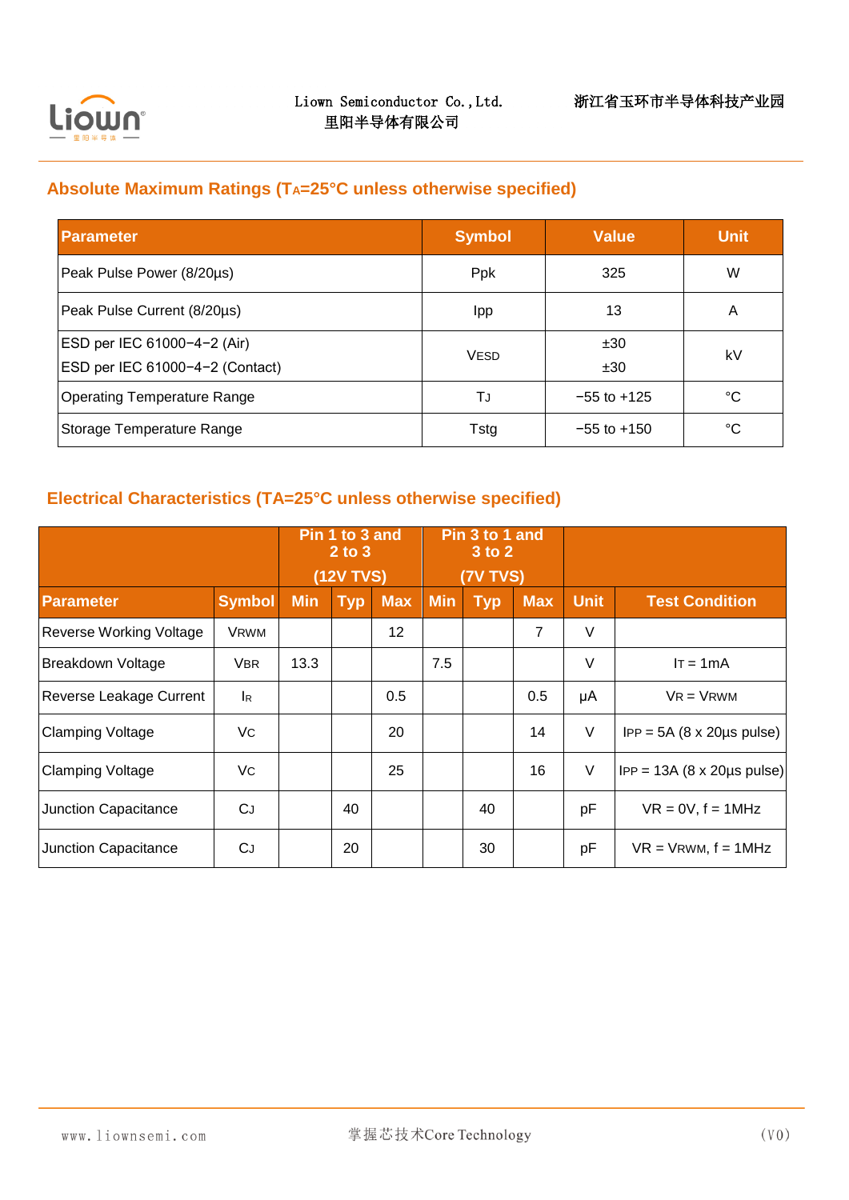## Absolute Maximum Ratings ($T_A$=25°C unless otherwise specified)

| Parameter | Symbol | Value | Unit |
|---|---|---|---|
| Peak Pulse Power (8/20µs) | Ppk | 325 | W |
| Peak Pulse Current (8/20µs) | Ipp | 13 | A |
| ESD per IEC 61000−4−2 (Air)<br>ESD per IEC 61000−4−2 (Contact) | $V_{ESD}$ | ±30<br>±30 | kV |
| Operating Temperature Range | $T_J$ | −55 to +125 | °C |
| Storage Temperature Range | Tstg | −55 to +150 | °C |

## Electrical Characteristics (TA=25°C unless otherwise specified)

| | | Pin 1 to 3 and 2 to 3 (12V TVS) | | | Pin 3 to 1 and 3 to 2 (7V TVS) | | | | |
|---|---|---|---|---|---|---|---|---|---|
| Parameter | Symbol | Min | Typ | Max | Min | Typ | Max | Unit | Test Condition |
| Reverse Working Voltage | $V_{RWM}$ | | | 12 | | | 7 | V | |
| Breakdown Voltage | $V_{BR}$ | 13.3 | | | 7.5 | | | V | $I_T$ = 1mA |
| Reverse Leakage Current | $I_R$ | | | 0.5 | | | 0.5 | µA | $V_R$ = $V_{RWM}$ |
| Clamping Voltage | $V_C$ | | | 20 | | | 14 | V | $I_{PP}$ = 5A (8 x 20µs pulse) |
| Clamping Voltage | $V_C$ | | | 25 | | | 16 | V | $I_{PP}$ = 13A (8 x 20µs pulse) |
| Junction Capacitance | $C_J$ | | 40 | | | 40 | | pF | VR = 0V, f = 1MHz |
| Junction Capacitance | $C_J$ | | 20 | | | 30 | | pF | VR = $V_{RWM}$, f = 1MHz |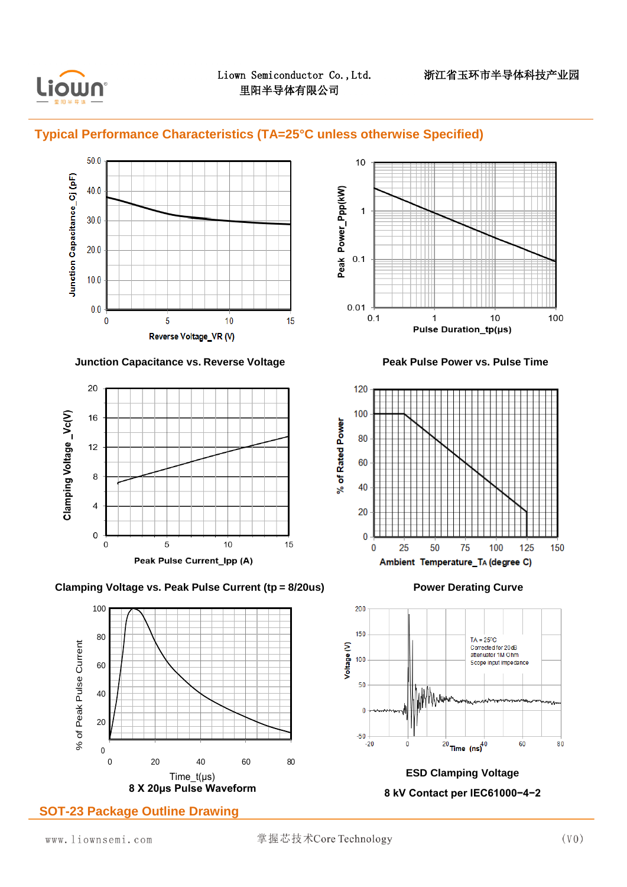## Typical Performance Characteristics (TA=25°C unless otherwise Specified)

Junction Capacitance vs. Reverse Voltage

Peak Pulse Power vs. Pulse Time

Clamping Voltage vs. Peak Pulse Current (tp = 8/20us)

Power Derating Curve

8 X 20μs Pulse Waveform

ESD Clamping Voltage

8 kV Contact per IEC61000−4−2

## SOT-23 Package Outline Drawing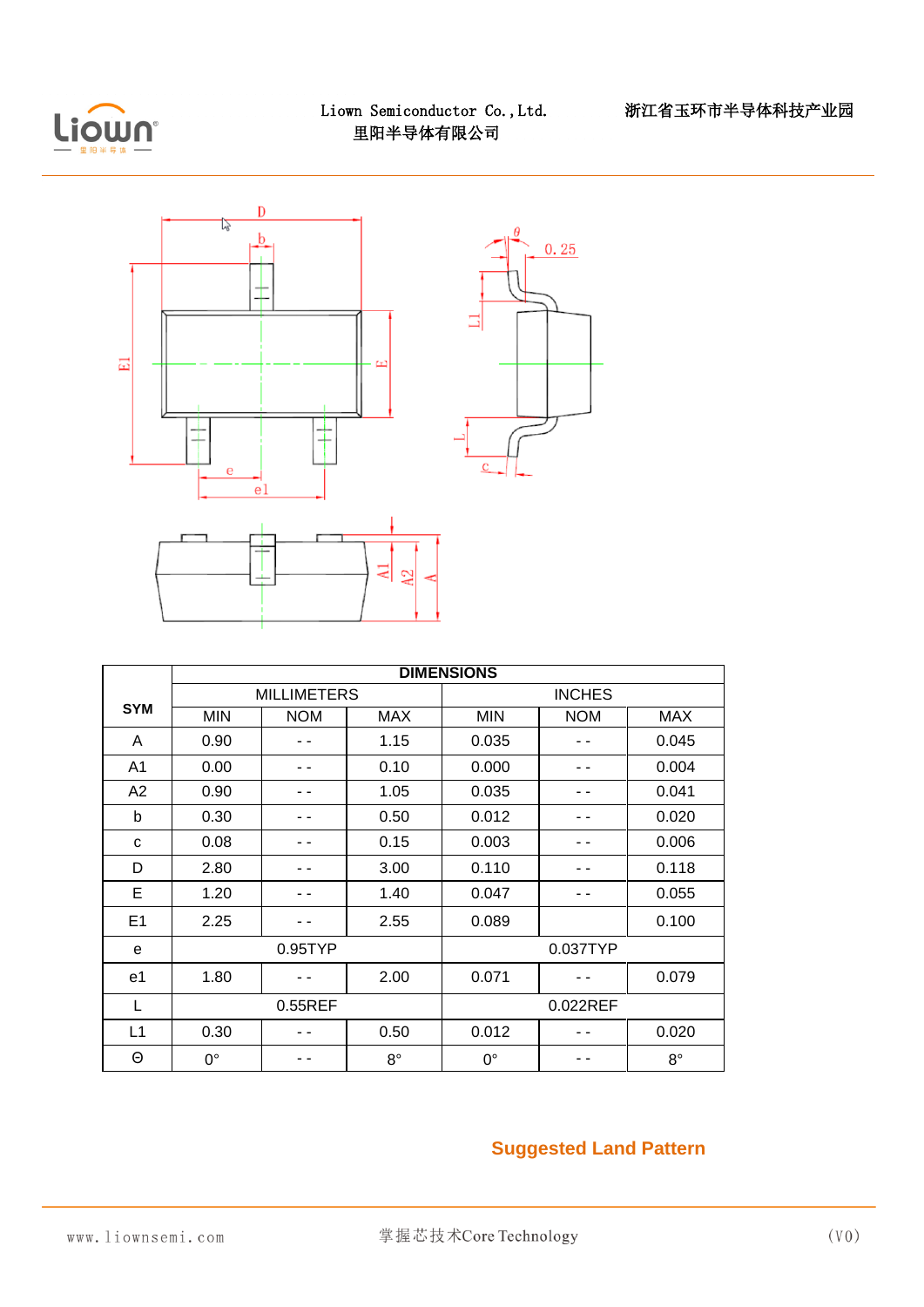| SYM | DIMENSIONS | | | | | |
|---|---|---|---|---|---|---|
| | MILLIMETERS | | | INCHES | | |
| | MIN | NOM | MAX | MIN | NOM | MAX |
| A | 0.90 | - - | 1.15 | 0.035 | - - | 0.045 |
| A1 | 0.00 | - - | 0.10 | 0.000 | - - | 0.004 |
| A2 | 0.90 | - - | 1.05 | 0.035 | - - | 0.041 |
| b | 0.30 | - - | 0.50 | 0.012 | - - | 0.020 |
| c | 0.08 | - - | 0.15 | 0.003 | - - | 0.006 |
| D | 2.80 | - - | 3.00 | 0.110 | - - | 0.118 |
| E | 1.20 | - - | 1.40 | 0.047 | - - | 0.055 |
| E1 | 2.25 | - - | 2.55 | 0.089 | | 0.100 |
| e | 0.95TYP | | | 0.037TYP | | |
| e1 | 1.80 | - - | 2.00 | 0.071 | - - | 0.079 |
| L | 0.55REF | | | 0.022REF | | |
| L1 | 0.30 | - - | 0.50 | 0.012 | - - | 0.020 |
| Θ | 0° | - - | 8° | 0° | - - | 8° |

## Suggested Land Pattern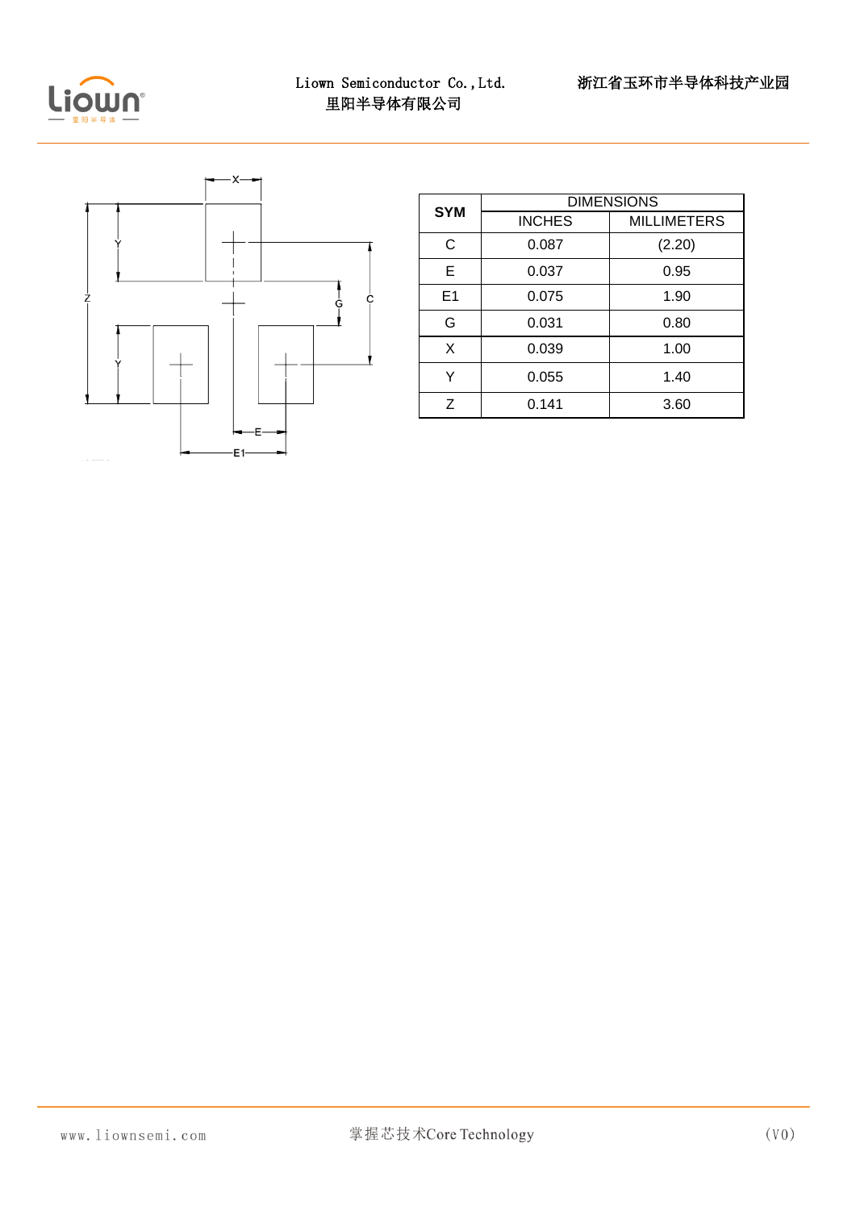X

Y

Z

Y

G

C

E

E1

| SYM | DIMENSIONS | |
|---|---|---|
| | INCHES | MILLIMETERS |
| C | 0.087 | (2.20) |
| E | 0.037 | 0.95 |
| E1 | 0.075 | 1.90 |
| G | 0.031 | 0.80 |
| X | 0.039 | 1.00 |
| Y | 0.055 | 1.40 |
| Z | 0.141 | 3.60 |